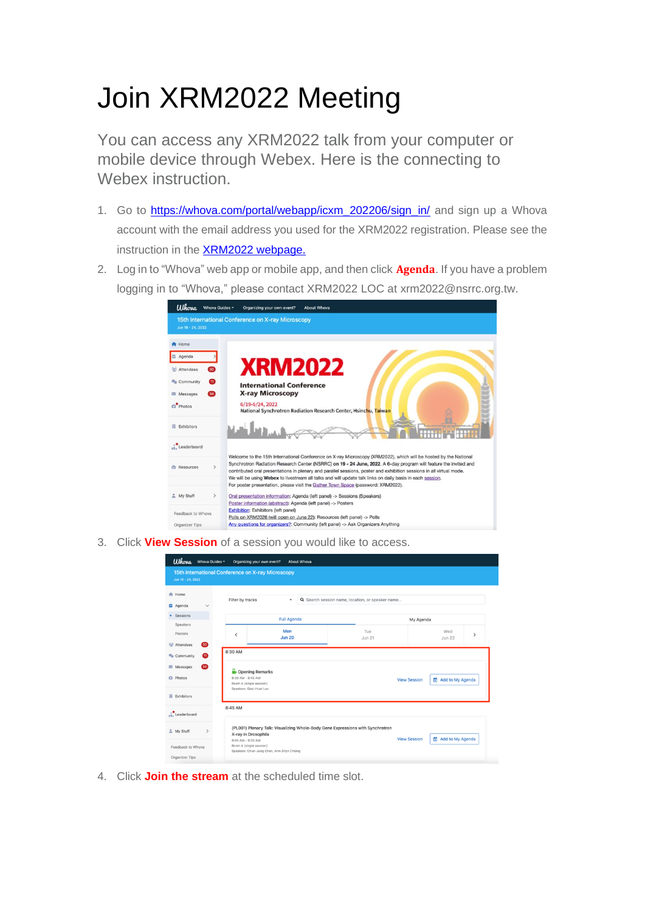# Join XRM2022 Meeting

You can access any XRM2022 talk from your computer or mobile device through Webex. Here is the connecting to Webex instruction.

1. Go to [https://whova.com/portal/webapp/icxm_202206/sign_in/](https://whova.com/portal/webapp/icxm_202206/sign_in/) and sign up a Whova account with the email address you used for the XRM2022 registration. Please see the instruction in the [XRM2022 webpage.](#)
2. Log in to "Whova" web app or mobile app, and then click **Agenda**. If you have a problem logging in to "Whova," please contact XRM2022 LOC at xrm2022@nsrrc.org.tw.
3. Click **View Session** of a session you would like to access.
4. Click **Join the stream** at the scheduled time slot.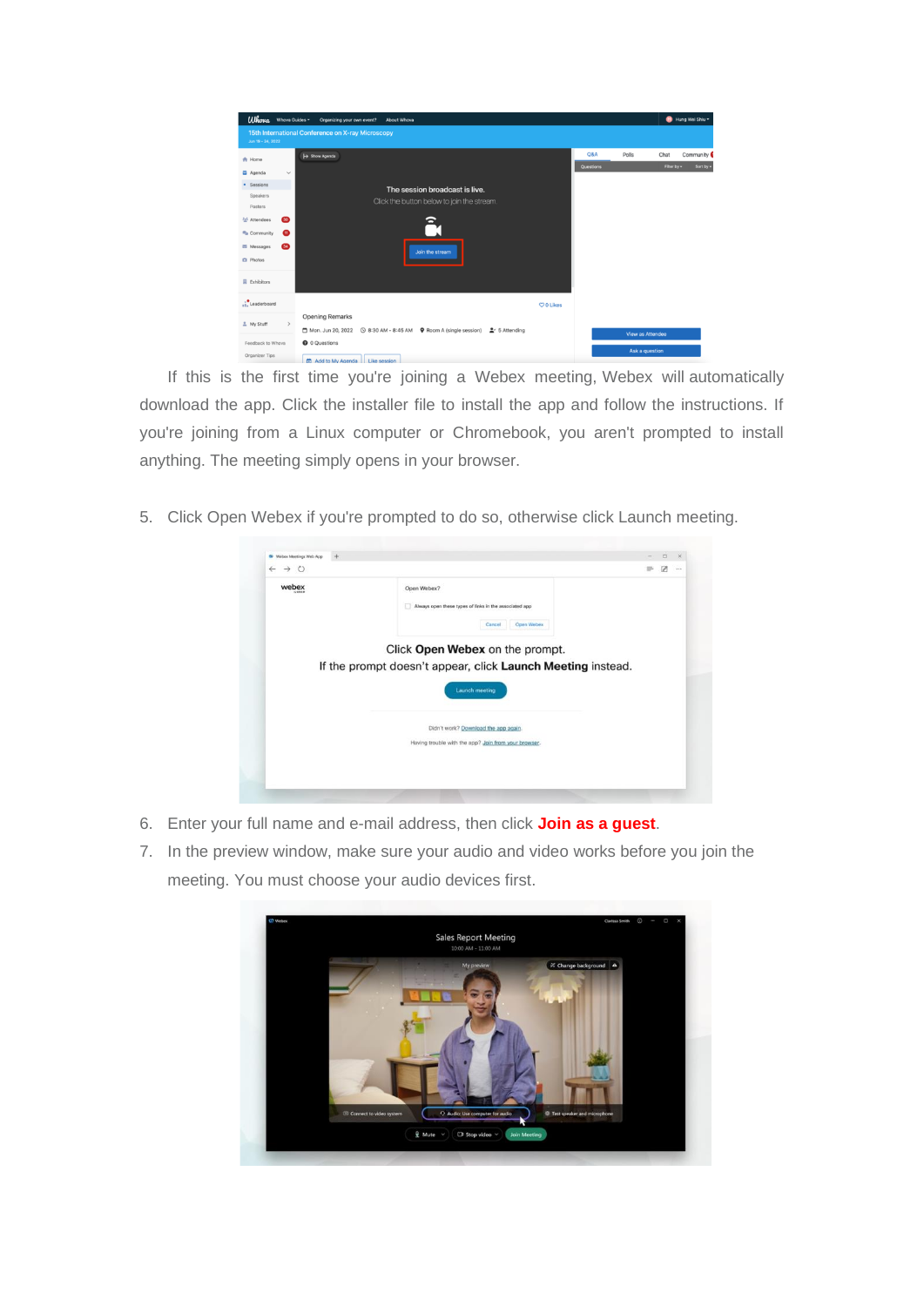If this is the first time you're joining a Webex meeting, Webex will automatically download the app. Click the installer file to install the app and follow the instructions. If you're joining from a Linux computer or Chromebook, you aren't prompted to install anything. The meeting simply opens in your browser.

5. Click Open Webex if you're prompted to do so, otherwise click Launch meeting.

6. Enter your full name and e-mail address, then click **Join as a guest**.
7. In the preview window, make sure your audio and video works before you join the meeting. You must choose your audio devices first.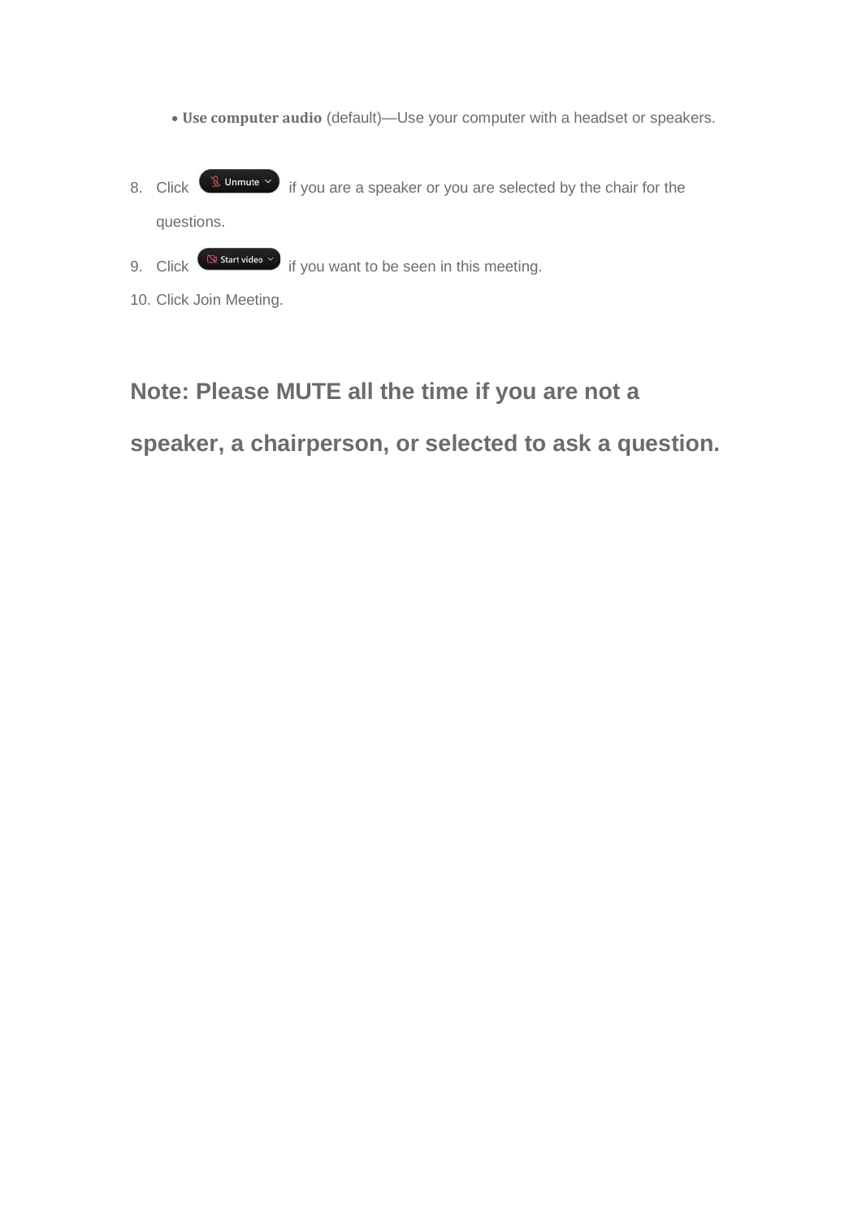- **Use computer audio** (default)—Use your computer with a headset or speakers.

8. Click Unmute if you are a speaker or you are selected by the chair for the questions.
9. Click Start video if you want to be seen in this meeting.
10. Click Join Meeting.

**Note: Please MUTE all the time if you are not a speaker, a chairperson, or selected to ask a question.**